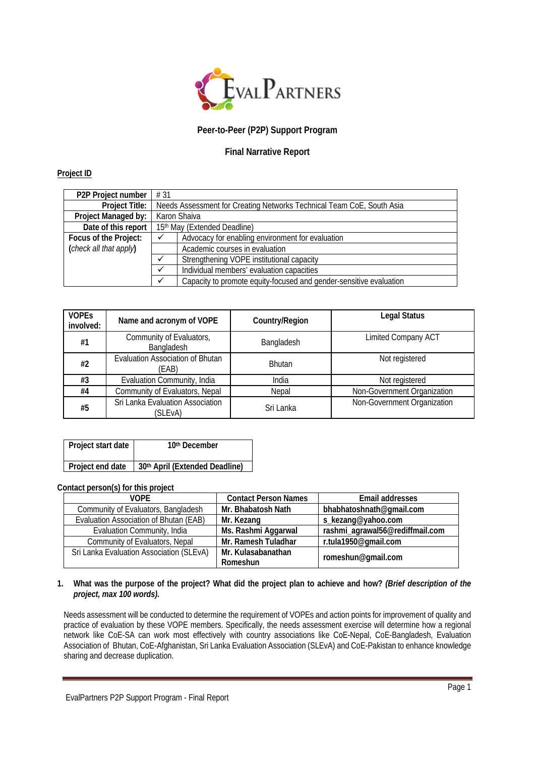**Peer-to-Peer (P2P) Support Program**

**Final Narrative Report**

**Project ID**

| **P2P Project number** | # 31 | |
|---|---|---|
| **Project Title:** | Needs Assessment for Creating Networks Technical Team CoE, South Asia | |
| **Project Managed by:** | Karon Shaiva | |
| **Date of this report** | 15th May (Extended Deadline) | |
| **Focus of the Project:** (*check all that apply*) | ✓ | Advocacy for enabling environment for evaluation |
| | | Academic courses in evaluation |
| | ✓ | Strengthening VOPE institutional capacity |
| | ✓ | Individual members' evaluation capacities |
| | ✓ | Capacity to promote equity-focused and gender-sensitive evaluation |

| **VOPEs involved:** | **Name and acronym of VOPE** | **Country/Region** | **Legal Status** |
|---|---|---|---|
| **#1** | Community of Evaluators, Bangladesh | Bangladesh | Limited Company ACT |
| **#2** | Evaluation Association of Bhutan (EAB) | Bhutan | Not registered |
| **#3** | Evaluation Community, India | India | Not registered |
| **#4** | Community of Evaluators, Nepal | Nepal | Non-Government Organization |
| **#5** | Sri Lanka Evaluation Association (SLEvA) | Sri Lanka | Non-Government Organization |

| **Project start date** | **10th December** |
|---|---|
| **Project end date** | **30th April (Extended Deadline)** |

**Contact person(s) for this project**

| VOPE | Contact Person Names | Email addresses |
|---|---|---|
| Community of Evaluators, Bangladesh | **Mr. Bhabatosh Nath** | **bhabhatoshnath@gmail.com** |
| Evaluation Association of Bhutan (EAB) | **Mr. Kezang** | **s_kezang@yahoo.com** |
| Evaluation Community, India | **Ms. Rashmi Aggarwal** | **rashmi_agrawal56@rediffmail.com** |
| Community of Evaluators, Nepal | **Mr. Ramesh Tuladhar** | **r.tula1950@gmail.com** |
| Sri Lanka Evaluation Association (SLEvA) | **Mr. Kulasabanathan Romeshun** | **romeshun@gmail.com** |

**1. What was the purpose of the project? What did the project plan to achieve and how? *(Brief description of the project, max 100 words).***

Needs assessment will be conducted to determine the requirement of VOPEs and action points for improvement of quality and practice of evaluation by these VOPE members. Specifically, the needs assessment exercise will determine how a regional network like CoE-SA can work most effectively with country associations like CoE-Nepal, CoE-Bangladesh, Evaluation Association of Bhutan, CoE-Afghanistan, Sri Lanka Evaluation Association (SLEvA) and CoE-Pakistan to enhance knowledge sharing and decrease duplication.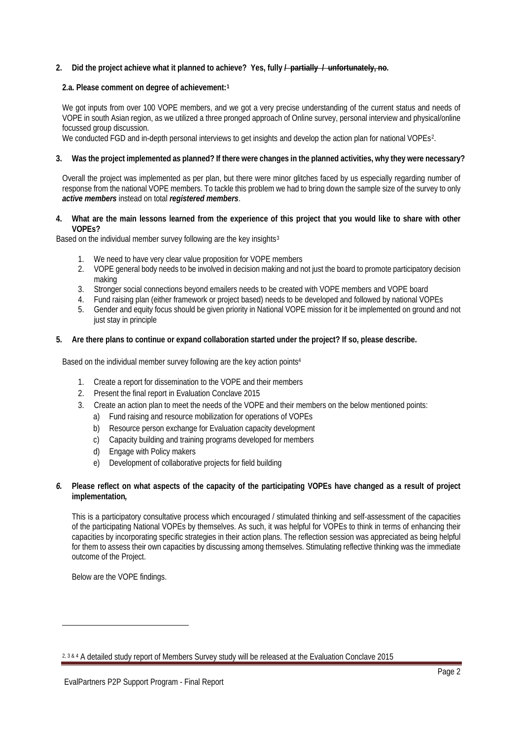**2. Did the project achieve what it planned to achieve? Yes, fully ~~/ partially / unfortunately, no~~.**

**2.a. Please comment on degree of achievement:[1]**

We got inputs from over 100 VOPE members, and we got a very precise understanding of the current status and needs of VOPE in south Asian region, as we utilized a three pronged approach of Online survey, personal interview and physical/online focussed group discussion.

We conducted FGD and in-depth personal interviews to get insights and develop the action plan for national VOPEs[2].

**3. Was the project implemented as planned? If there were changes in the planned activities, why they were necessary?**

Overall the project was implemented as per plan, but there were minor glitches faced by us especially regarding number of response from the national VOPE members. To tackle this problem we had to bring down the sample size of the survey to only ***active members*** instead on total ***registered members***.

**4. What are the main lessons learned from the experience of this project that you would like to share with other VOPEs?**

Based on the individual member survey following are the key insights[3]

1. We need to have very clear value proposition for VOPE members
2. VOPE general body needs to be involved in decision making and not just the board to promote participatory decision making
3. Stronger social connections beyond emailers needs to be created with VOPE members and VOPE board
4. Fund raising plan (either framework or project based) needs to be developed and followed by national VOPEs
5. Gender and equity focus should be given priority in National VOPE mission for it be implemented on ground and not just stay in principle

**5. Are there plans to continue or expand collaboration started under the project? If so, please describe.**

Based on the individual member survey following are the key action points[4]

1. Create a report for dissemination to the VOPE and their members
2. Present the final report in Evaluation Conclave 2015
3. Create an action plan to meet the needs of the VOPE and their members on the below mentioned points:
   a) Fund raising and resource mobilization for operations of VOPEs
   b) Resource person exchange for Evaluation capacity development
   c) Capacity building and training programs developed for members
   d) Engage with Policy makers
   e) Development of collaborative projects for field building

***6.*** **Please reflect on what aspects of the capacity of the participating VOPEs have changed as a result of project implementation*,***

This is a participatory consultative process which encouraged / stimulated thinking and self-assessment of the capacities of the participating National VOPEs by themselves. As such, it was helpful for VOPEs to think in terms of enhancing their capacities by incorporating specific strategies in their action plans. The reflection session was appreciated as being helpful for them to assess their own capacities by discussing among themselves. Stimulating reflective thinking was the immediate outcome of the Project.

Below are the VOPE findings.

---

[2, 3 & 4] A detailed study report of Members Survey study will be released at the Evaluation Conclave 2015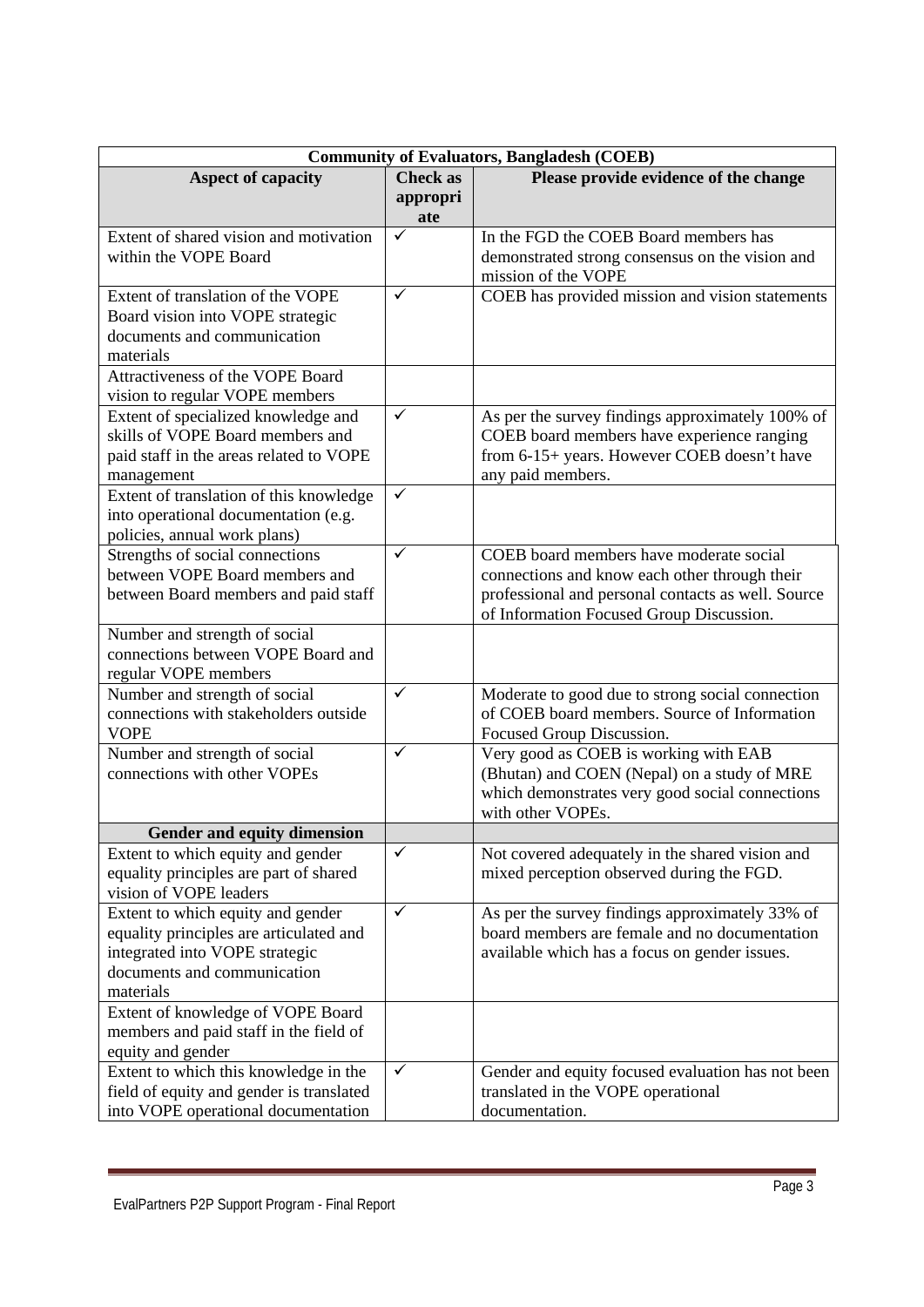| Community of Evaluators, Bangladesh (COEB) | | |
|---|---|---|
| **Aspect of capacity** | **Check as appropriate** | **Please provide evidence of the change** |
| Extent of shared vision and motivation within the VOPE Board | ✓ | In the FGD the COEB Board members has demonstrated strong consensus on the vision and mission of the VOPE |
| Extent of translation of the VOPE Board vision into VOPE strategic documents and communication materials | ✓ | COEB has provided mission and vision statements |
| Attractiveness of the VOPE Board vision to regular VOPE members | | |
| Extent of specialized knowledge and skills of VOPE Board members and paid staff in the areas related to VOPE management | ✓ | As per the survey findings approximately 100% of COEB board members have experience ranging from 6-15+ years. However COEB doesn't have any paid members. |
| Extent of translation of this knowledge into operational documentation (e.g. policies, annual work plans) | ✓ | |
| Strengths of social connections between VOPE Board members and between Board members and paid staff | ✓ | COEB board members have moderate social connections and know each other through their professional and personal contacts as well. Source of Information Focused Group Discussion. |
| Number and strength of social connections between VOPE Board and regular VOPE members | | |
| Number and strength of social connections with stakeholders outside VOPE | ✓ | Moderate to good due to strong social connection of COEB board members. Source of Information Focused Group Discussion. |
| Number and strength of social connections with other VOPEs | ✓ | Very good as COEB is working with EAB (Bhutan) and COEN (Nepal) on a study of MRE which demonstrates very good social connections with other VOPEs. |
| **Gender and equity dimension** | | |
| Extent to which equity and gender equality principles are part of shared vision of VOPE leaders | ✓ | Not covered adequately in the shared vision and mixed perception observed during the FGD. |
| Extent to which equity and gender equality principles are articulated and integrated into VOPE strategic documents and communication materials | ✓ | As per the survey findings approximately 33% of board members are female and no documentation available which has a focus on gender issues. |
| Extent of knowledge of VOPE Board members and paid staff in the field of equity and gender | | |
| Extent to which this knowledge in the field of equity and gender is translated into VOPE operational documentation | ✓ | Gender and equity focused evaluation has not been translated in the VOPE operational documentation. |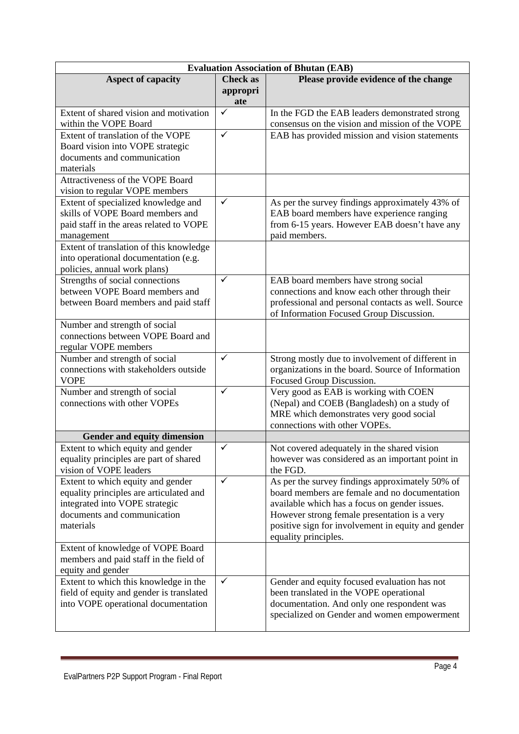| Evaluation Association of Bhutan (EAB) | | |
|---|---|---|
| **Aspect of capacity** | **Check as appropriate** | **Please provide evidence of the change** |
| Extent of shared vision and motivation within the VOPE Board | ✓ | In the FGD the EAB leaders demonstrated strong consensus on the vision and mission of the VOPE |
| Extent of translation of the VOPE Board vision into VOPE strategic documents and communication materials | ✓ | EAB has provided mission and vision statements |
| Attractiveness of the VOPE Board vision to regular VOPE members | | |
| Extent of specialized knowledge and skills of VOPE Board members and paid staff in the areas related to VOPE management | ✓ | As per the survey findings approximately 43% of EAB board members have experience ranging from 6-15 years. However EAB doesn't have any paid members. |
| Extent of translation of this knowledge into operational documentation (e.g. policies, annual work plans) | | |
| Strengths of social connections between VOPE Board members and between Board members and paid staff | ✓ | EAB board members have strong social connections and know each other through their professional and personal contacts as well. Source of Information Focused Group Discussion. |
| Number and strength of social connections between VOPE Board and regular VOPE members | | |
| Number and strength of social connections with stakeholders outside VOPE | ✓ | Strong mostly due to involvement of different in organizations in the board. Source of Information Focused Group Discussion. |
| Number and strength of social connections with other VOPEs | ✓ | Very good as EAB is working with COEN (Nepal) and COEB (Bangladesh) on a study of MRE which demonstrates very good social connections with other VOPEs. |
| **Gender and equity dimension** | | |
| Extent to which equity and gender equality principles are part of shared vision of VOPE leaders | ✓ | Not covered adequately in the shared vision however was considered as an important point in the FGD. |
| Extent to which equity and gender equality principles are articulated and integrated into VOPE strategic documents and communication materials | ✓ | As per the survey findings approximately 50% of board members are female and no documentation available which has a focus on gender issues. However strong female presentation is a very positive sign for involvement in equity and gender equality principles. |
| Extent of knowledge of VOPE Board members and paid staff in the field of equity and gender | | |
| Extent to which this knowledge in the field of equity and gender is translated into VOPE operational documentation | ✓ | Gender and equity focused evaluation has not been translated in the VOPE operational documentation. And only one respondent was specialized on Gender and women empowerment |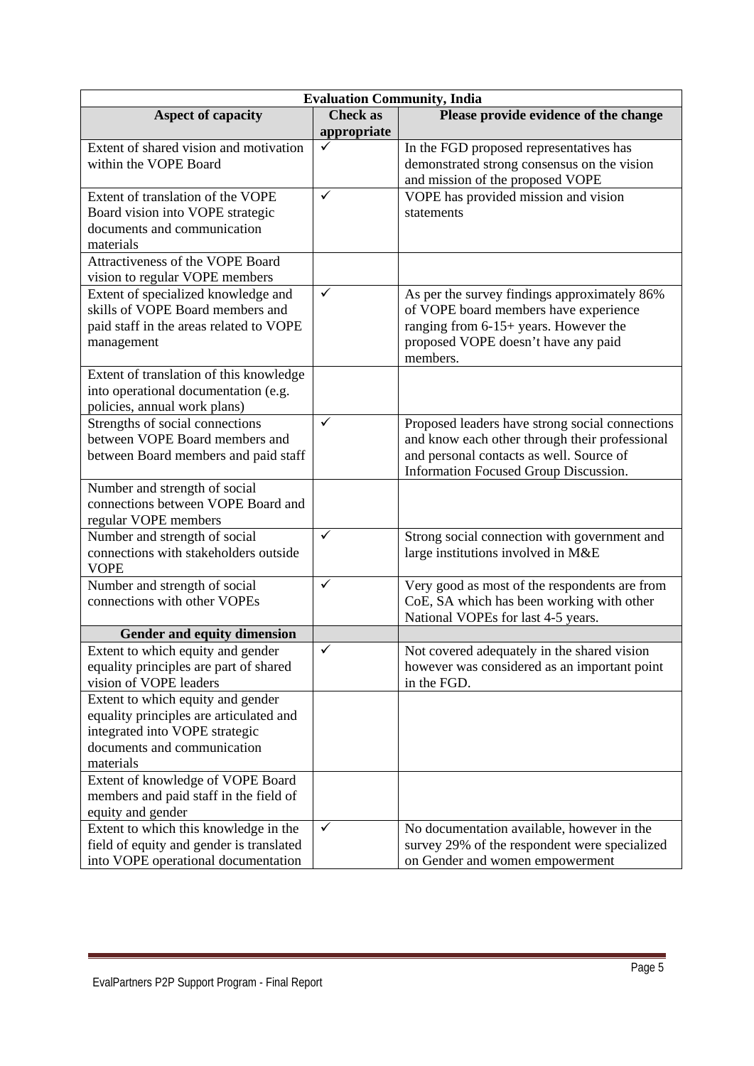| Evaluation Community, India | | |
|---|---|---|
| **Aspect of capacity** | **Check as appropriate** | **Please provide evidence of the change** |
| Extent of shared vision and motivation within the VOPE Board | ✓ | In the FGD proposed representatives has demonstrated strong consensus on the vision and mission of the proposed VOPE |
| Extent of translation of the VOPE Board vision into VOPE strategic documents and communication materials | ✓ | VOPE has provided mission and vision statements |
| Attractiveness of the VOPE Board vision to regular VOPE members | | |
| Extent of specialized knowledge and skills of VOPE Board members and paid staff in the areas related to VOPE management | ✓ | As per the survey findings approximately 86% of VOPE board members have experience ranging from 6-15+ years. However the proposed VOPE doesn't have any paid members. |
| Extent of translation of this knowledge into operational documentation (e.g. policies, annual work plans) | | |
| Strengths of social connections between VOPE Board members and between Board members and paid staff | ✓ | Proposed leaders have strong social connections and know each other through their professional and personal contacts as well. Source of Information Focused Group Discussion. |
| Number and strength of social connections between VOPE Board and regular VOPE members | | |
| Number and strength of social connections with stakeholders outside VOPE | ✓ | Strong social connection with government and large institutions involved in M&E |
| Number and strength of social connections with other VOPEs | ✓ | Very good as most of the respondents are from CoE, SA which has been working with other National VOPEs for last 4-5 years. |
| **Gender and equity dimension** | | |
| Extent to which equity and gender equality principles are part of shared vision of VOPE leaders | ✓ | Not covered adequately in the shared vision however was considered as an important point in the FGD. |
| Extent to which equity and gender equality principles are articulated and integrated into VOPE strategic documents and communication materials | | |
| Extent of knowledge of VOPE Board members and paid staff in the field of equity and gender | | |
| Extent to which this knowledge in the field of equity and gender is translated into VOPE operational documentation | ✓ | No documentation available, however in the survey 29% of the respondent were specialized on Gender and women empowerment |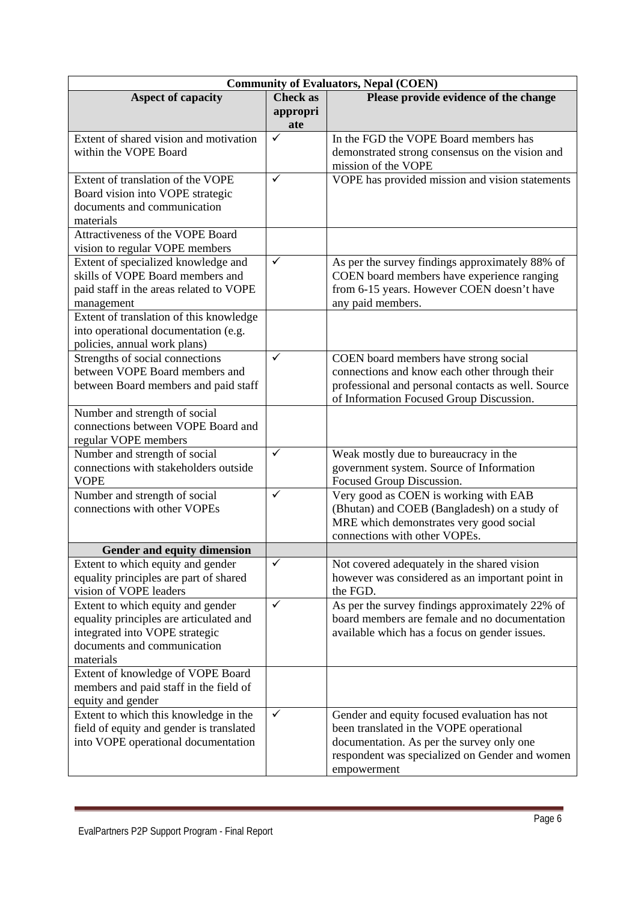| Community of Evaluators, Nepal (COEN) | | |
|---|---|---|
| **Aspect of capacity** | **Check as appropriate** | **Please provide evidence of the change** |
| Extent of shared vision and motivation within the VOPE Board | ✓ | In the FGD the VOPE Board members has demonstrated strong consensus on the vision and mission of the VOPE |
| Extent of translation of the VOPE Board vision into VOPE strategic documents and communication materials | ✓ | VOPE has provided mission and vision statements |
| Attractiveness of the VOPE Board vision to regular VOPE members | | |
| Extent of specialized knowledge and skills of VOPE Board members and paid staff in the areas related to VOPE management | ✓ | As per the survey findings approximately 88% of COEN board members have experience ranging from 6-15 years. However COEN doesn't have any paid members. |
| Extent of translation of this knowledge into operational documentation (e.g. policies, annual work plans) | | |
| Strengths of social connections between VOPE Board members and between Board members and paid staff | ✓ | COEN board members have strong social connections and know each other through their professional and personal contacts as well. Source of Information Focused Group Discussion. |
| Number and strength of social connections between VOPE Board and regular VOPE members | | |
| Number and strength of social connections with stakeholders outside VOPE | ✓ | Weak mostly due to bureaucracy in the government system. Source of Information Focused Group Discussion. |
| Number and strength of social connections with other VOPEs | ✓ | Very good as COEN is working with EAB (Bhutan) and COEB (Bangladesh) on a study of MRE which demonstrates very good social connections with other VOPEs. |
| **Gender and equity dimension** | | |
| Extent to which equity and gender equality principles are part of shared vision of VOPE leaders | ✓ | Not covered adequately in the shared vision however was considered as an important point in the FGD. |
| Extent to which equity and gender equality principles are articulated and integrated into VOPE strategic documents and communication materials | ✓ | As per the survey findings approximately 22% of board members are female and no documentation available which has a focus on gender issues. |
| Extent of knowledge of VOPE Board members and paid staff in the field of equity and gender | | |
| Extent to which this knowledge in the field of equity and gender is translated into VOPE operational documentation | ✓ | Gender and equity focused evaluation has not been translated in the VOPE operational documentation. As per the survey only one respondent was specialized on Gender and women empowerment |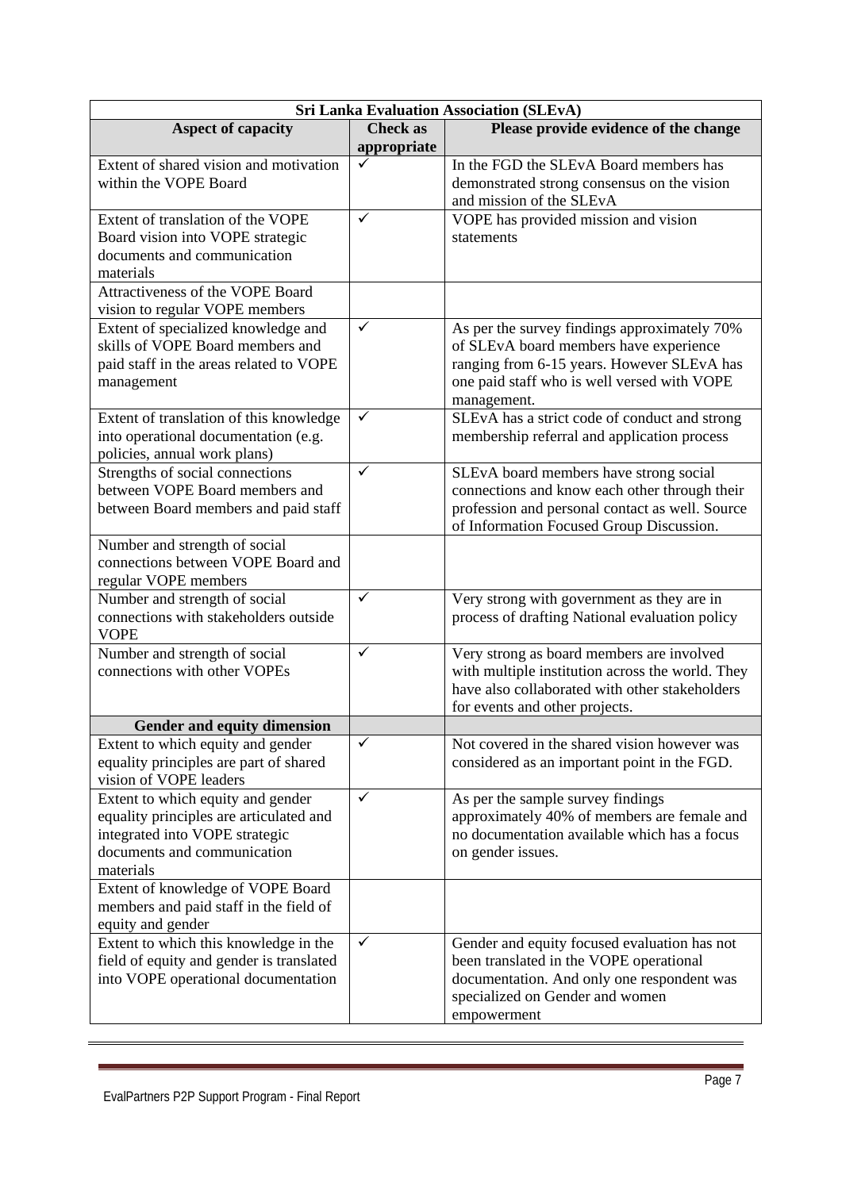| Sri Lanka Evaluation Association (SLEvA) | | |
|---|---|---|
| **Aspect of capacity** | **Check as appropriate** | **Please provide evidence of the change** |
| Extent of shared vision and motivation within the VOPE Board | ✓ | In the FGD the SLEvA Board members has demonstrated strong consensus on the vision and mission of the SLEvA |
| Extent of translation of the VOPE Board vision into VOPE strategic documents and communication materials | ✓ | VOPE has provided mission and vision statements |
| Attractiveness of the VOPE Board vision to regular VOPE members | | |
| Extent of specialized knowledge and skills of VOPE Board members and paid staff in the areas related to VOPE management | ✓ | As per the survey findings approximately 70% of SLEvA board members have experience ranging from 6-15 years. However SLEvA has one paid staff who is well versed with VOPE management. |
| Extent of translation of this knowledge into operational documentation (e.g. policies, annual work plans) | ✓ | SLEvA has a strict code of conduct and strong membership referral and application process |
| Strengths of social connections between VOPE Board members and between Board members and paid staff | ✓ | SLEvA board members have strong social connections and know each other through their profession and personal contact as well. Source of Information Focused Group Discussion. |
| Number and strength of social connections between VOPE Board and regular VOPE members | | |
| Number and strength of social connections with stakeholders outside VOPE | ✓ | Very strong with government as they are in process of drafting National evaluation policy |
| Number and strength of social connections with other VOPEs | ✓ | Very strong as board members are involved with multiple institution across the world. They have also collaborated with other stakeholders for events and other projects. |
| **Gender and equity dimension** | | |
| Extent to which equity and gender equality principles are part of shared vision of VOPE leaders | ✓ | Not covered in the shared vision however was considered as an important point in the FGD. |
| Extent to which equity and gender equality principles are articulated and integrated into VOPE strategic documents and communication materials | ✓ | As per the sample survey findings approximately 40% of members are female and no documentation available which has a focus on gender issues. |
| Extent of knowledge of VOPE Board members and paid staff in the field of equity and gender | | |
| Extent to which this knowledge in the field of equity and gender is translated into VOPE operational documentation | ✓ | Gender and equity focused evaluation has not been translated in the VOPE operational documentation. And only one respondent was specialized on Gender and women empowerment |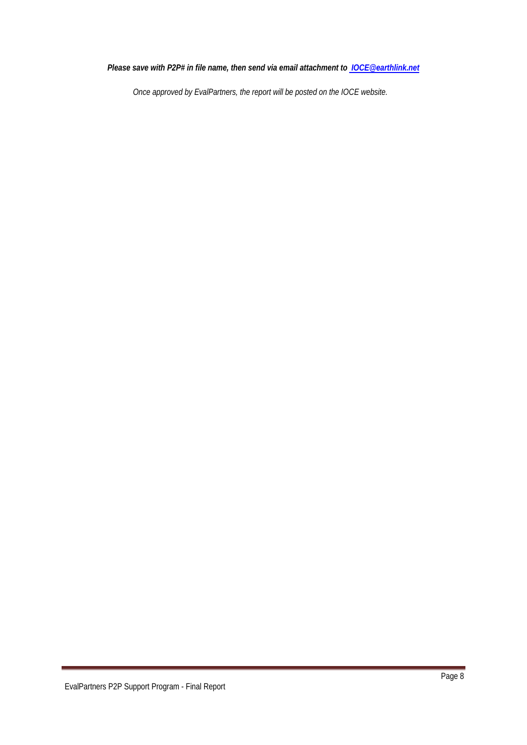***Please save with P2P# in file name, then send via email attachment to [IOCE@earthlink.net](mailto:IOCE@earthlink.net)***

*Once approved by EvalPartners, the report will be posted on the IOCE website.*